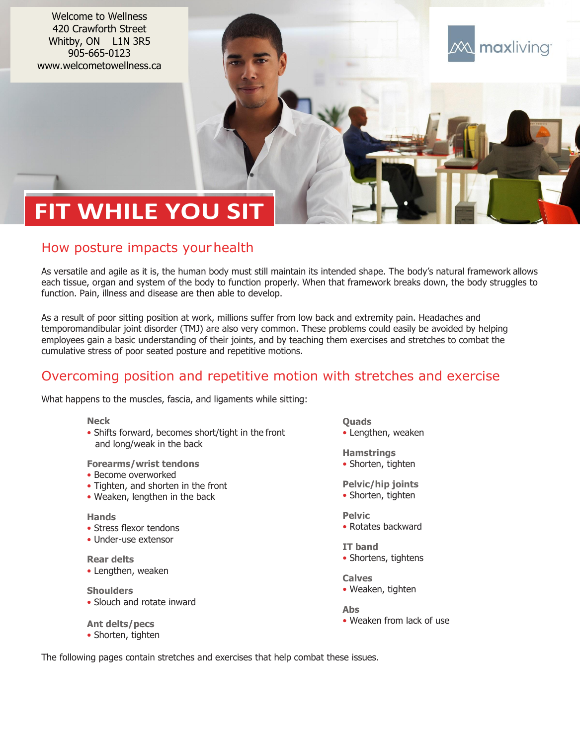Welcome to Wellness
420 Crawforth Street
Whitby, ON L1N 3R5
905-665-0123
www.welcometowellness.ca

maxliving

# FIT WHILE YOU SIT

## How posture impacts your health

As versatile and agile as it is, the human body must still maintain its intended shape. The body's natural framework allows each tissue, organ and system of the body to function properly. When that framework breaks down, the body struggles to function. Pain, illness and disease are then able to develop.

As a result of poor sitting position at work, millions suffer from low back and extremity pain. Headaches and temporomandibular joint disorder (TMJ) are also very common. These problems could easily be avoided by helping employees gain a basic understanding of their joints, and by teaching them exercises and stretches to combat the cumulative stress of poor seated posture and repetitive motions.

## Overcoming position and repetitive motion with stretches and exercise

What happens to the muscles, fascia, and ligaments while sitting:

**Neck**
- Shifts forward, becomes short/tight in the front and long/weak in the back

**Forearms/wrist tendons**
- Become overworked
- Tighten, and shorten in the front
- Weaken, lengthen in the back

**Hands**
- Stress flexor tendons
- Under-use extensor

**Rear delts**
- Lengthen, weaken

**Shoulders**
- Slouch and rotate inward

**Ant delts/pecs**
- Shorten, tighten

**Quads**
- Lengthen, weaken

**Hamstrings**
- Shorten, tighten

**Pelvic/hip joints**
- Shorten, tighten

**Pelvic**
- Rotates backward

**IT band**
- Shortens, tightens

**Calves**
- Weaken, tighten

**Abs**
- Weaken from lack of use

The following pages contain stretches and exercises that help combat these issues.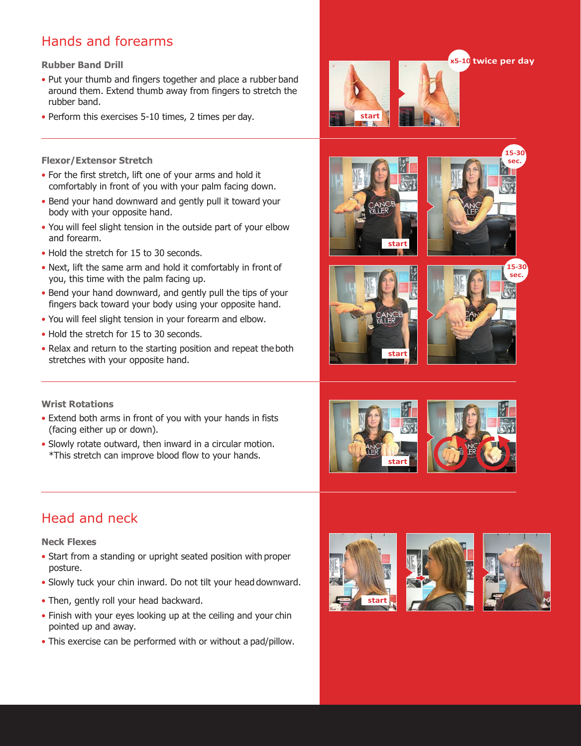## Hands and forearms

### Rubber Band Drill

- Put your thumb and fingers together and place a rubber band around them. Extend thumb away from fingers to stretch the rubber band.
- Perform this exercises 5-10 times, 2 times per day.

x5-10 twice per day

### Flexor/Extensor Stretch

- For the first stretch, lift one of your arms and hold it comfortably in front of you with your palm facing down.
- Bend your hand downward and gently pull it toward your body with your opposite hand.
- You will feel slight tension in the outside part of your elbow and forearm.
- Hold the stretch for 15 to 30 seconds.
- Next, lift the same arm and hold it comfortably in front of you, this time with the palm facing up.
- Bend your hand downward, and gently pull the tips of your fingers back toward your body using your opposite hand.
- You will feel slight tension in your forearm and elbow.
- Hold the stretch for 15 to 30 seconds.
- Relax and return to the starting position and repeat the both stretches with your opposite hand.

### Wrist Rotations

- Extend both arms in front of you with your hands in fists (facing either up or down).
- Slowly rotate outward, then inward in a circular motion. *This stretch can improve blood flow to your hands.

## Head and neck

### Neck Flexes

- Start from a standing or upright seated position with proper posture.
- Slowly tuck your chin inward. Do not tilt your head downward.
- Then, gently roll your head backward.
- Finish with your eyes looking up at the ceiling and your chin pointed up and away.
- This exercise can be performed with or without a pad/pillow.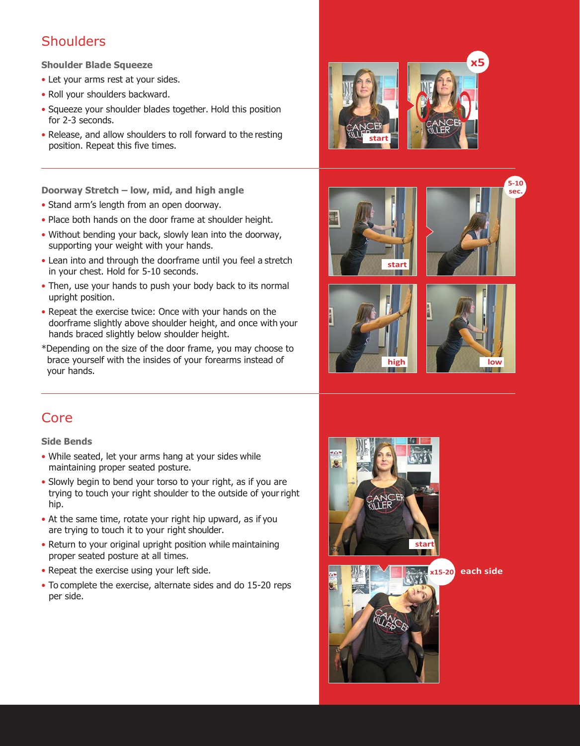## Shoulders

### Shoulder Blade Squeeze

- Let your arms rest at your sides.
- Roll your shoulders backward.
- Squeeze your shoulder blades together. Hold this position for 2-3 seconds.
- Release, and allow shoulders to roll forward to the resting position. Repeat this five times.

start

x5

### Doorway Stretch – low, mid, and high angle

- Stand arm's length from an open doorway.
- Place both hands on the door frame at shoulder height.
- Without bending your back, slowly lean into the doorway, supporting your weight with your hands.
- Lean into and through the doorframe until you feel a stretch in your chest. Hold for 5-10 seconds.
- Then, use your hands to push your body back to its normal upright position.
- Repeat the exercise twice: Once with your hands on the doorframe slightly above shoulder height, and once with your hands braced slightly below shoulder height.

*Depending on the size of the door frame, you may choose to brace yourself with the insides of your forearms instead of your hands.

start

5-10 sec.

high

low

## Core

### Side Bends

- While seated, let your arms hang at your sides while maintaining proper seated posture.
- Slowly begin to bend your torso to your right, as if you are trying to touch your right shoulder to the outside of your right hip.
- At the same time, rotate your right hip upward, as if you are trying to touch it to your right shoulder.
- Return to your original upright position while maintaining proper seated posture at all times.
- Repeat the exercise using your left side.
- To complete the exercise, alternate sides and do 15-20 reps per side.

start

x15-20 each side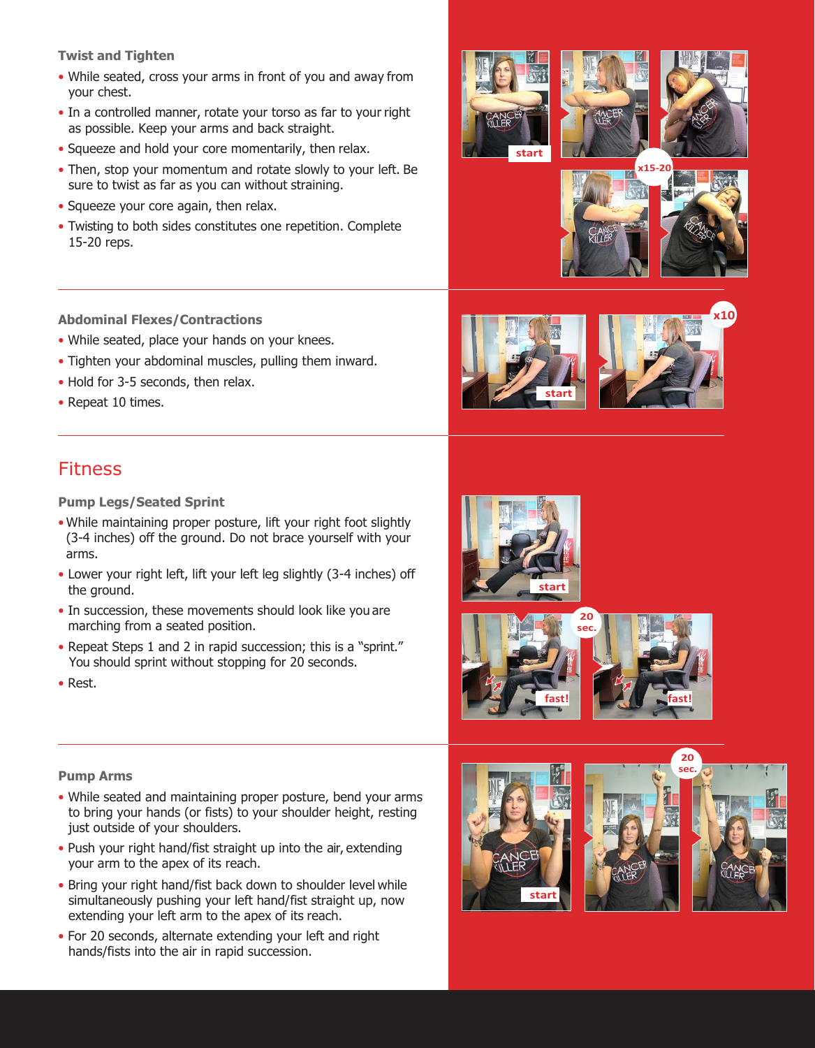### Twist and Tighten

- While seated, cross your arms in front of you and away from your chest.
- In a controlled manner, rotate your torso as far to your right as possible. Keep your arms and back straight.
- Squeeze and hold your core momentarily, then relax.
- Then, stop your momentum and rotate slowly to your left. Be sure to twist as far as you can without straining.
- Squeeze your core again, then relax.
- Twisting to both sides constitutes one repetition. Complete 15-20 reps.

### Abdominal Flexes/Contractions

- While seated, place your hands on your knees.
- Tighten your abdominal muscles, pulling them inward.
- Hold for 3-5 seconds, then relax.
- Repeat 10 times.

## Fitness

### Pump Legs/Seated Sprint

- While maintaining proper posture, lift your right foot slightly (3-4 inches) off the ground. Do not brace yourself with your arms.
- Lower your right left, lift your left leg slightly (3-4 inches) off the ground.
- In succession, these movements should look like you are marching from a seated position.
- Repeat Steps 1 and 2 in rapid succession; this is a "sprint." You should sprint without stopping for 20 seconds.
- Rest.

### Pump Arms

- While seated and maintaining proper posture, bend your arms to bring your hands (or fists) to your shoulder height, resting just outside of your shoulders.
- Push your right hand/fist straight up into the air, extending your arm to the apex of its reach.
- Bring your right hand/fist back down to shoulder level while simultaneously pushing your left hand/fist straight up, now extending your left arm to the apex of its reach.
- For 20 seconds, alternate extending your left and right hands/fists into the air in rapid succession.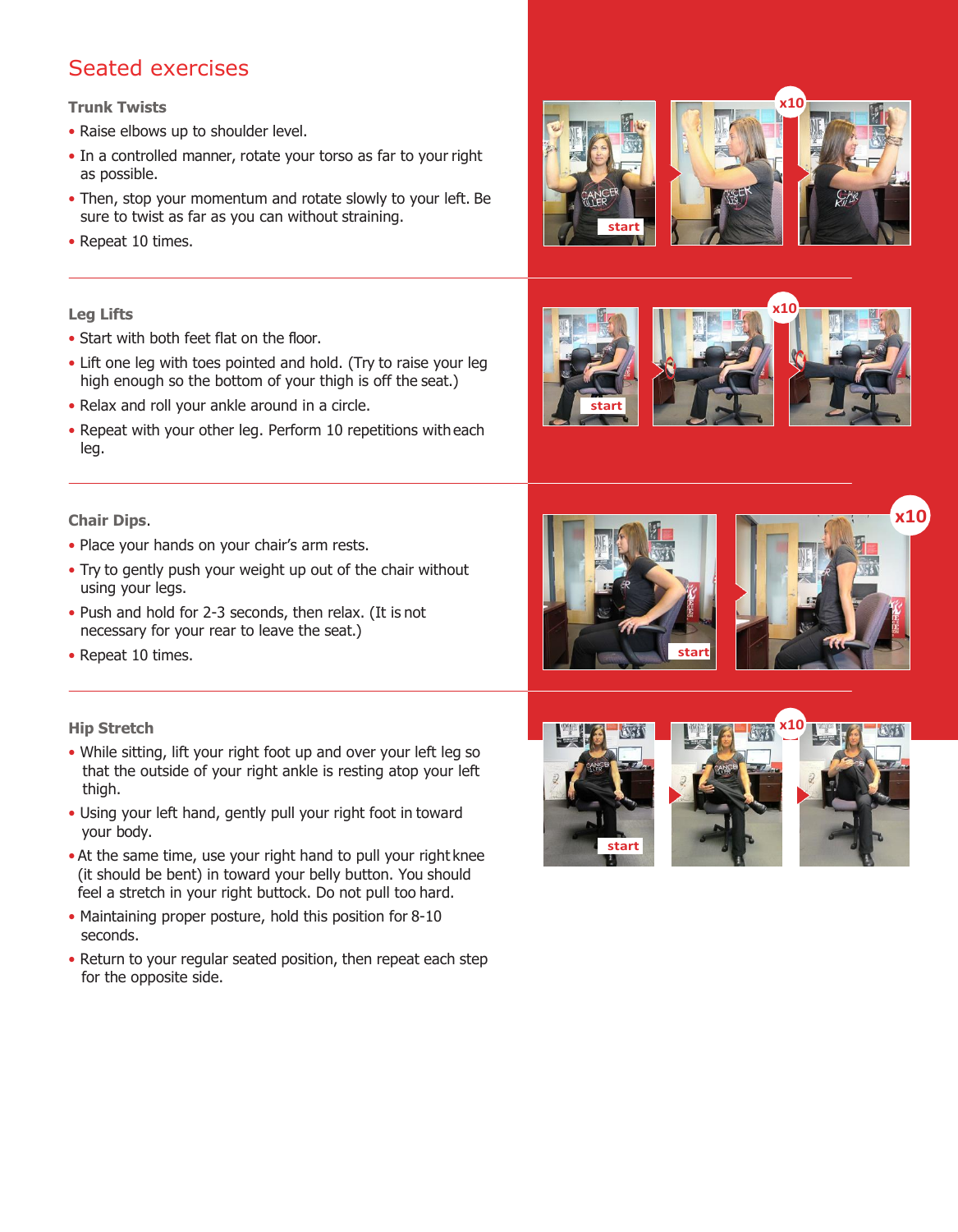# Seated exercises

### Trunk Twists

- Raise elbows up to shoulder level.
- In a controlled manner, rotate your torso as far to your right as possible.
- Then, stop your momentum and rotate slowly to your left. Be sure to twist as far as you can without straining.
- Repeat 10 times.

start

x10

### Leg Lifts

- Start with both feet flat on the floor.
- Lift one leg with toes pointed and hold. (Try to raise your leg high enough so the bottom of your thigh is off the seat.)
- Relax and roll your ankle around in a circle.
- Repeat with your other leg. Perform 10 repetitions with each leg.

start

x10

### Chair Dips.

- Place your hands on your chair's arm rests.
- Try to gently push your weight up out of the chair without using your legs.
- Push and hold for 2-3 seconds, then relax. (It is not necessary for your rear to leave the seat.)
- Repeat 10 times.

start

x10

### Hip Stretch

- While sitting, lift your right foot up and over your left leg so that the outside of your right ankle is resting atop your left thigh.
- Using your left hand, gently pull your right foot in toward your body.
- At the same time, use your right hand to pull your right knee (it should be bent) in toward your belly button. You should feel a stretch in your right buttock. Do not pull too hard.
- Maintaining proper posture, hold this position for 8-10 seconds.
- Return to your regular seated position, then repeat each step for the opposite side.

start

x10